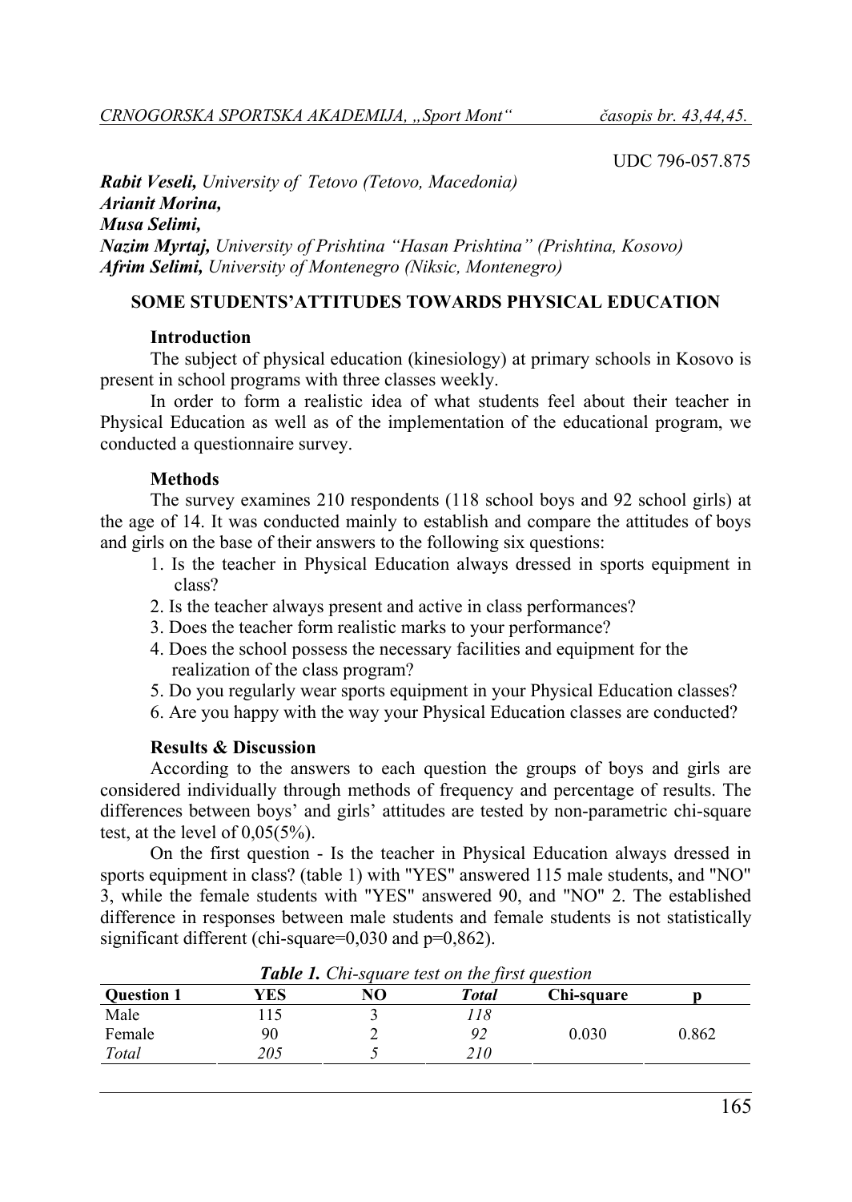UDC 796-057.875

***Rabit Veseli,*** *University of Tetovo (Tetovo, Macedonia)*
***Arianit Morina,***
***Musa Selimi,***
***Nazim Myrtaj,*** *University of Prishtina "Hasan Prishtina" (Prishtina, Kosovo)*
***Afrim Selimi,*** *University of Montenegro (Niksic, Montenegro)*

# SOME STUDENTS'ATTITUDES TOWARDS PHYSICAL EDUCATION

## Introduction

The subject of physical education (kinesiology) at primary schools in Kosovo is present in school programs with three classes weekly.

In order to form a realistic idea of what students feel about their teacher in Physical Education as well as of the implementation of the educational program, we conducted a questionnaire survey.

## Methods

The survey examines 210 respondents (118 school boys and 92 school girls) at the age of 14. It was conducted mainly to establish and compare the attitudes of boys and girls on the base of their answers to the following six questions:

1. Is the teacher in Physical Education always dressed in sports equipment in class?
2. Is the teacher always present and active in class performances?
3. Does the teacher form realistic marks to your performance?
4. Does the school possess the necessary facilities and equipment for the realization of the class program?
5. Do you regularly wear sports equipment in your Physical Education classes?
6. Are you happy with the way your Physical Education classes are conducted?

## Results & Discussion

According to the answers to each question the groups of boys and girls are considered individually through methods of frequency and percentage of results. The differences between boys' and girls' attitudes are tested by non-parametric chi-square test, at the level of 0,05(5%).

On the first question - Is the teacher in Physical Education always dressed in sports equipment in class? (table 1) with "YES" answered 115 male students, and "NO" 3, while the female students with "YES" answered 90, and "NO" 2. The established difference in responses between male students and female students is not statistically significant different (chi-square=0,030 and p=0,862).

***Table 1.*** *Chi-square test on the first question*

| Question 1 | YES | NO | *Total* | Chi-square | p |
|---|---|---|---|---|---|
| Male | 115 | 3 | *118* | | |
| Female | 90 | 2 | *92* | 0.030 | 0.862 |
| *Total* | *205* | *5* | *210* | | |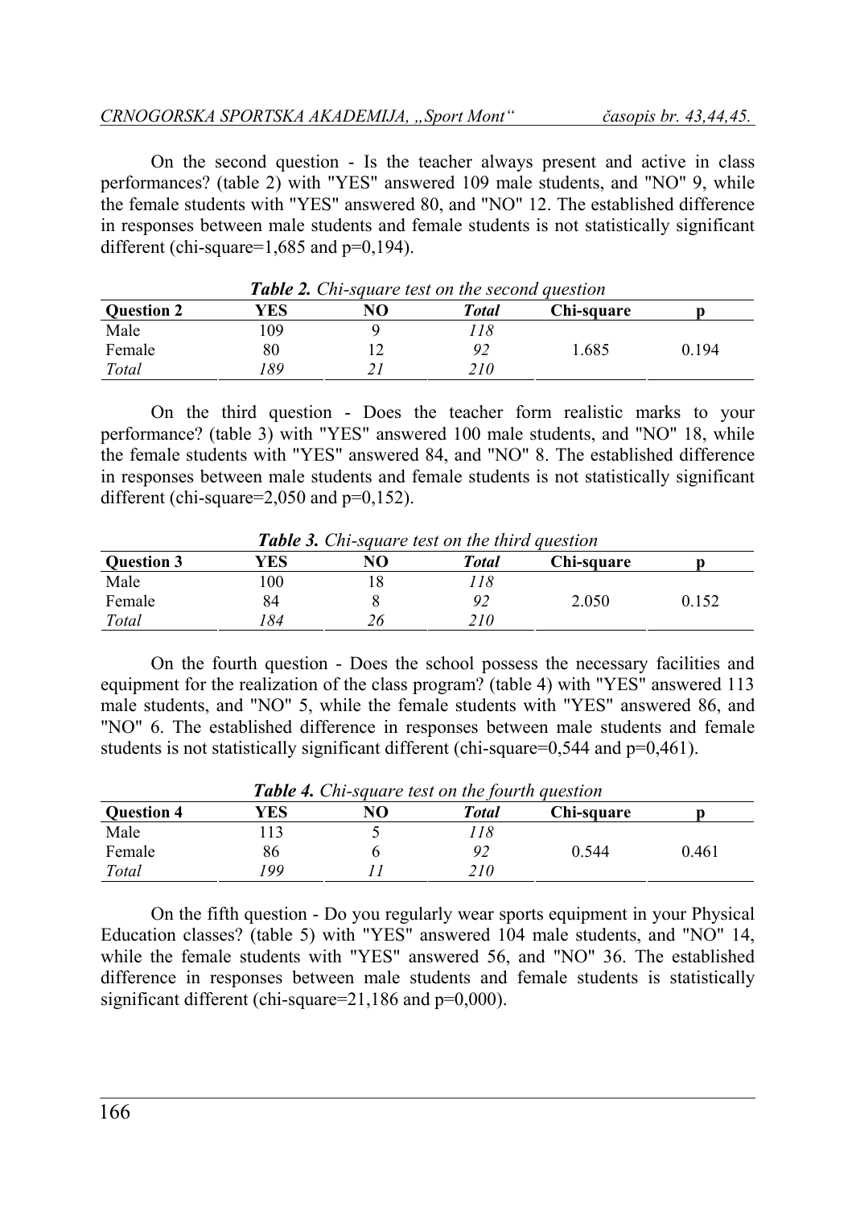On the second question - Is the teacher always present and active in class performances? (table 2) with "YES" answered 109 male students, and "NO" 9, while the female students with "YES" answered 80, and "NO" 12. The established difference in responses between male students and female students is not statistically significant different (chi-square=1,685 and p=0,194).

***Table 2.*** *Chi-square test on the second question*

| **Question 2** | **YES** | **NO** | ***Total*** | **Chi-square** | **p** |
|---|---|---|---|---|---|
| Male | 109 | 9 | *118* | | |
| Female | 80 | 12 | *92* | 1.685 | 0.194 |
| *Total* | *189* | *21* | *210* | | |

On the third question - Does the teacher form realistic marks to your performance? (table 3) with "YES" answered 100 male students, and "NO" 18, while the female students with "YES" answered 84, and "NO" 8. The established difference in responses between male students and female students is not statistically significant different (chi-square=2,050 and p=0,152).

***Table 3.*** *Chi-square test on the third question*

| **Question 3** | **YES** | **NO** | ***Total*** | **Chi-square** | **p** |
|---|---|---|---|---|---|
| Male | 100 | 18 | *118* | | |
| Female | 84 | 8 | *92* | 2.050 | 0.152 |
| *Total* | *184* | *26* | *210* | | |

On the fourth question - Does the school possess the necessary facilities and equipment for the realization of the class program? (table 4) with "YES" answered 113 male students, and "NO" 5, while the female students with "YES" answered 86, and "NO" 6. The established difference in responses between male students and female students is not statistically significant different (chi-square=0,544 and p=0,461).

***Table 4.*** *Chi-square test on the fourth question*

| **Question 4** | **YES** | **NO** | ***Total*** | **Chi-square** | **p** |
|---|---|---|---|---|---|
| Male | 113 | 5 | *118* | | |
| Female | 86 | 6 | *92* | 0.544 | 0.461 |
| *Total* | *199* | *11* | *210* | | |

On the fifth question - Do you regularly wear sports equipment in your Physical Education classes? (table 5) with "YES" answered 104 male students, and "NO" 14, while the female students with "YES" answered 56, and "NO" 36. The established difference in responses between male students and female students is statistically significant different (chi-square=21,186 and p=0,000).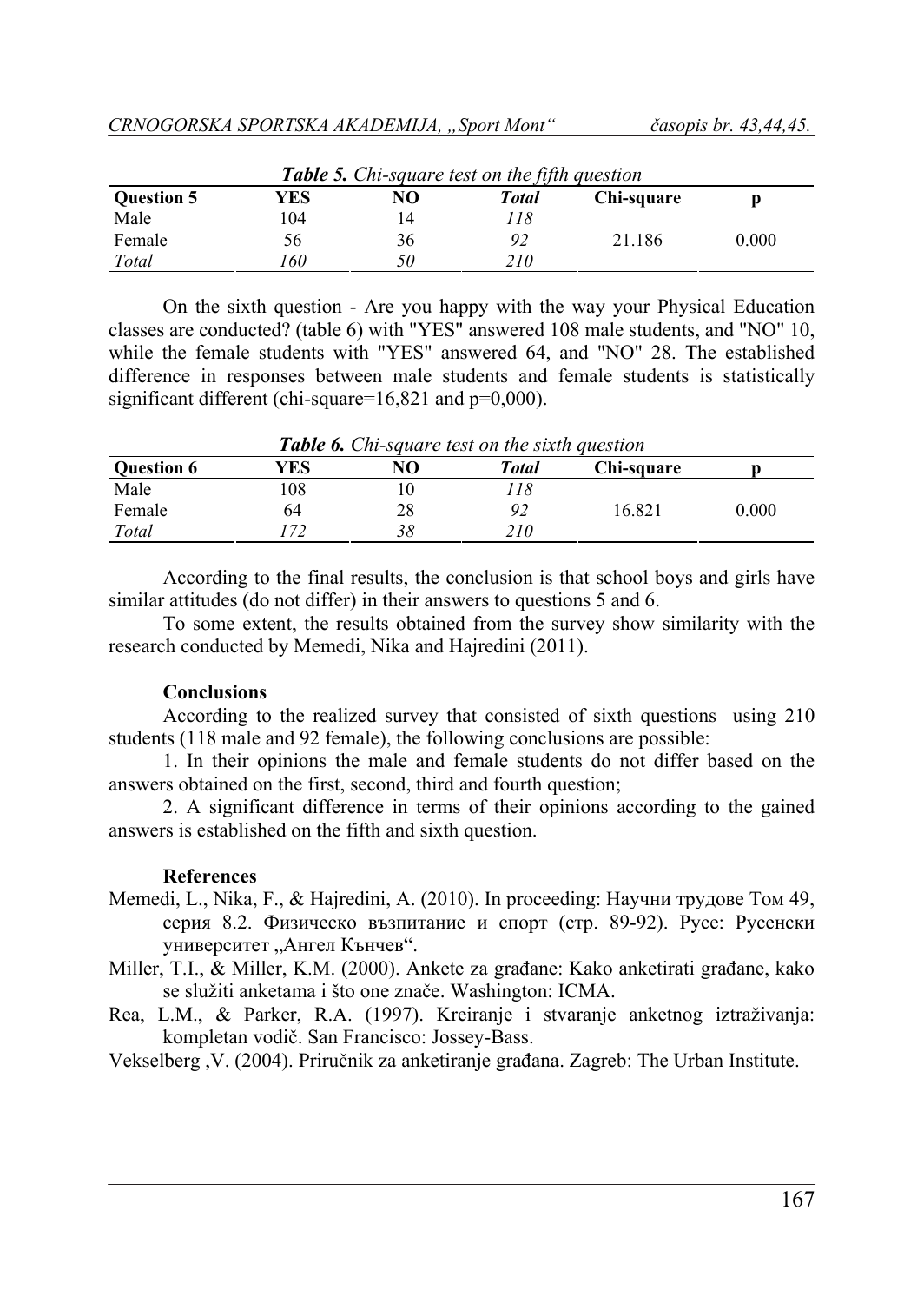*Table 5. Chi-square test on the fifth question*

| Question 5 | YES | NO | *Total* | Chi-square | p |
|---|---|---|---|---|---|
| Male | 104 | 14 | *118* | | |
| Female | 56 | 36 | *92* | 21.186 | 0.000 |
| *Total* | *160* | *50* | *210* | | |

On the sixth question - Are you happy with the way your Physical Education classes are conducted? (table 6) with "YES" answered 108 male students, and "NO" 10, while the female students with "YES" answered 64, and "NO" 28. The established difference in responses between male students and female students is statistically significant different (chi-square=16,821 and p=0,000).

*Table 6. Chi-square test on the sixth question*

| Question 6 | YES | NO | *Total* | Chi-square | p |
|---|---|---|---|---|---|
| Male | 108 | 10 | *118* | | |
| Female | 64 | 28 | *92* | 16.821 | 0.000 |
| *Total* | *172* | *38* | *210* | | |

According to the final results, the conclusion is that school boys and girls have similar attitudes (do not differ) in their answers to questions 5 and 6.

To some extent, the results obtained from the survey show similarity with the research conducted by Memedi, Nika and Hajredini (2011).

## Conclusions

According to the realized survey that consisted of sixth questions using 210 students (118 male and 92 female), the following conclusions are possible:

1. In their opinions the male and female students do not differ based on the answers obtained on the first, second, third and fourth question;

2. A significant difference in terms of their opinions according to the gained answers is established on the fifth and sixth question.

## References

Memedi, L., Nika, F., & Hajredini, A. (2010). In proceeding: Научни трудове Том 49, серия 8.2. Физическо възпитание и спорт (стр. 89-92). Русе: Русенски университет „Ангел Кънчев".

Miller, T.I., & Miller, K.M. (2000). Ankete za građane: Kako anketirati građane, kako se služiti anketama i što one znače. Washington: ICMA.

Rea, L.M., & Parker, R.A. (1997). Kreiranje i stvaranje anketnog iztraživanja: kompletan vodič. San Francisco: Jossey-Bass.

Vekselberg ,V. (2004). Priručnik za anketiranje građana. Zagreb: The Urban Institute.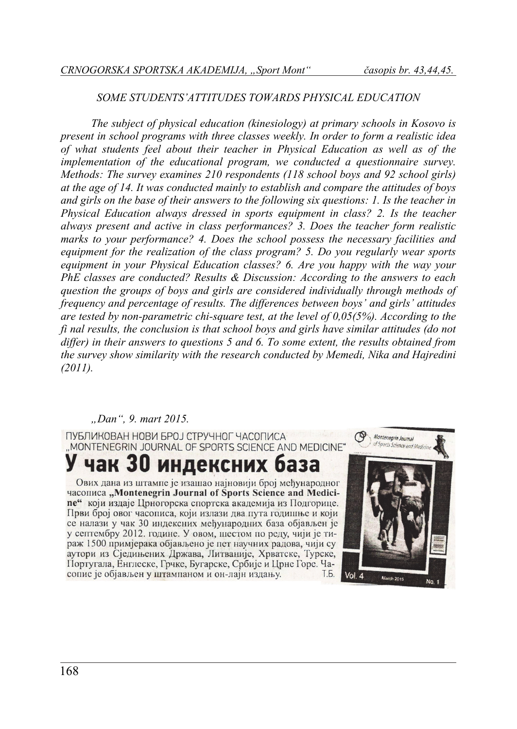*SOME STUDENTS'ATTITUDES TOWARDS PHYSICAL EDUCATION*

*The subject of physical education (kinesiology) at primary schools in Kosovo is present in school programs with three classes weekly. In order to form a realistic idea of what students feel about their teacher in Physical Education as well as of the implementation of the educational program, we conducted a questionnaire survey. Methods: The survey examines 210 respondents (118 school boys and 92 school girls) at the age of 14. It was conducted mainly to establish and compare the attitudes of boys and girls on the base of their answers to the following six questions: 1. Is the teacher in Physical Education always dressed in sports equipment in class? 2. Is the teacher always present and active in class performances? 3. Does the teacher form realistic marks to your performance? 4. Does the school possess the necessary facilities and equipment for the realization of the class program? 5. Do you regularly wear sports equipment in your Physical Education classes? 6. Are you happy with the way your PhE classes are conducted? Results & Discussion: According to the answers to each question the groups of boys and girls are considered individually through methods of frequency and percentage of results. The differences between boys' and girls' attitudes are tested by non-parametric chi-square test, at the level of 0,05(5%). According to the fi nal results, the conclusion is that school boys and girls have similar attitudes (do not differ) in their answers to questions 5 and 6. To some extent, the results obtained from the survey show similarity with the research conducted by Memedi, Nika and Hajredini (2011).*

*„Dan", 9. mart 2015.*

ПУБЛИКОВАН НОВИ БРОЈ СТРУЧНОГ ЧАСОПИСА „MONTENEGRIN JOURNAL OF SPORTS SCIENCE AND MEDICINE"

# У чак 30 индексних база

Ових дана из штампе је изашао најновији број међународног часописа **„Montenegrin Journal of Sports Science and Medicine"** који издаје Црногорска спортска академија из Подгорице. Први број овог часописа, који излази два пута годишње и који се налази у чак 30 индексних међународних база објављен је у септембру 2012. године. У овом, шестом по реду, чији је тираж 1500 примјерака објављено је пет научних радова, чији су аутори из Сједињених Држава, Литваније, Хрватске, Турске, Португала, Енглеске, Грчке, Бугарске, Србије и Црне Горе. Часопис је објављен у штампаном и он-лајн издању. Т.Б.

Montenegrin Journal of Sports Science and Medicine

Vol. 4 March 2015 No. 1